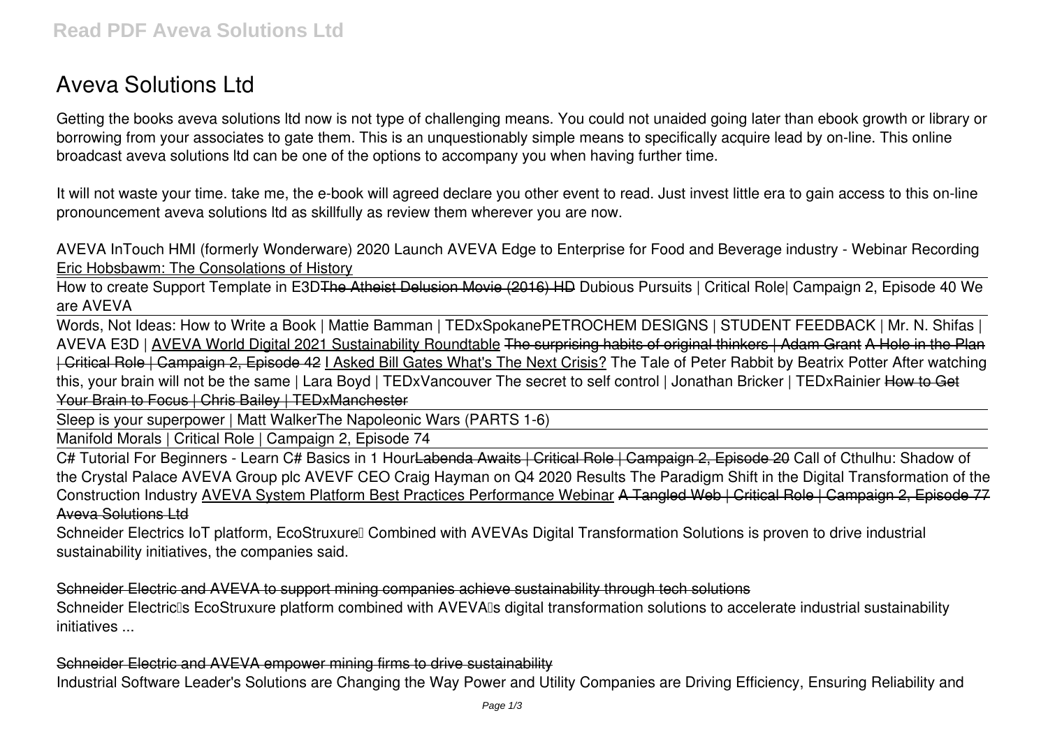# Aveva Solutions Ltd

Getting the books aveva solutions ltd now is not type of challenging means. You could not unaided going later than ebook growth or library or borrowing from your associates to gate them. This is an unquestionably simple means to specifically acquire lead by on-line. This online broadcast aveva solutions ltd can be one of the options to accompany you when having further time.

It will not waste your time. take me, the e-book will agreed declare you other event to read. Just invest little era to gain access to this on-line pronouncement aveva solutions ltd as skillfully as review them wherever you are now.

*AVEVA InTouch HMI (formerly Wonderware) 2020 Launch AVEVA Edge to Enterprise for Food and Beverage industry - Webinar Recording* Eric Hobsbawm: The Consolations of History

How to create Support Template in E3D~~The Atheist Delusion Movie (2016) HD~~ *Dubious Pursuits | Critical Role| Campaign 2, Episode 40* *We are AVEVA*

Words, Not Ideas: How to Write a Book | Mattie Bamman | TEDxSpokane*PETROCHEM DESIGNS | STUDENT FEEDBACK | Mr. N. Shifas | AVEVA E3D |* AVEVA World Digital 2021 Sustainability Roundtable ~~The surprising habits of original thinkers | Adam Grant~~ ~~A Hole in the Plan | Critical Role | Campaign 2, Episode 42~~ I Asked Bill Gates What's The Next Crisis? *The Tale of Peter Rabbit by Beatrix Potter* *After watching this, your brain will not be the same | Lara Boyd | TEDxVancouver* *The secret to self control | Jonathan Bricker | TEDxRainier* ~~How to Get Your Brain to Focus | Chris Bailey | TEDxManchester~~

Sleep is your superpower | Matt Walker*The Napoleonic Wars (PARTS 1-6)*

Manifold Morals | Critical Role | Campaign 2, Episode 74

C# Tutorial For Beginners - Learn C# Basics in 1 Hour~~Labenda Awaits | Critical Role | Campaign 2, Episode 20~~ *Call of Cthulhu: Shadow of the Crystal Palace* *AVEVA Group plc AVEVF CEO Craig Hayman on Q4 2020 Results* *The Paradigm Shift in the Digital Transformation of the Construction Industry* AVEVA System Platform Best Practices Performance Webinar ~~A Tangled Web | Critical Role | Campaign 2, Episode 77~~ ~~Aveva Solutions Ltd~~

Schneider Electrics IoT platform, EcoStruxure™ Combined with AVEVAs Digital Transformation Solutions is proven to drive industrial sustainability initiatives, the companies said.

~~Schneider Electric and AVEVA to support mining companies achieve sustainability through tech solutions~~

Schneider Electric's EcoStruxure platform combined with AVEVA's digital transformation solutions to accelerate industrial sustainability initiatives ...

~~Schneider Electric and AVEVA empower mining firms to drive sustainability~~

Industrial Software Leader's Solutions are Changing the Way Power and Utility Companies are Driving Efficiency, Ensuring Reliability and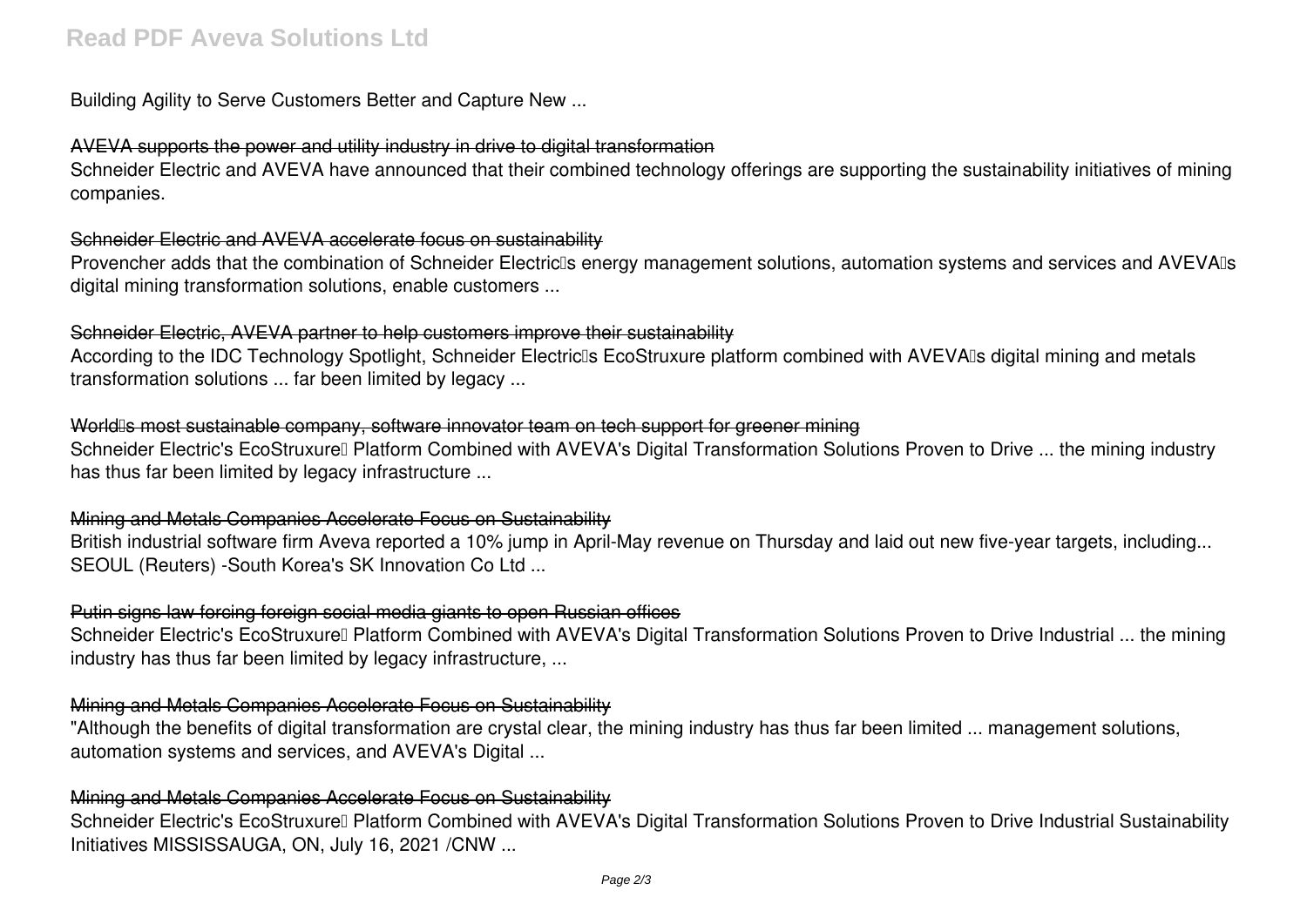Building Agility to Serve Customers Better and Capture New ...

## AVEVA supports the power and utility industry in drive to digital transformation

Schneider Electric and AVEVA have announced that their combined technology offerings are supporting the sustainability initiatives of mining companies.

## Schneider Electric and AVEVA accelerate focus on sustainability

Provencher adds that the combination of Schneider Electric's energy management solutions, automation systems and services and AVEVA's digital mining transformation solutions, enable customers ...

## Schneider Electric, AVEVA partner to help customers improve their sustainability

According to the IDC Technology Spotlight, Schneider Electric's EcoStruxure platform combined with AVEVA's digital mining and metals transformation solutions ... far been limited by legacy ...

## World's most sustainable company, software innovator team on tech support for greener mining

Schneider Electric's EcoStruxure™ Platform Combined with AVEVA's Digital Transformation Solutions Proven to Drive ... the mining industry has thus far been limited by legacy infrastructure ...

## Mining and Metals Companies Accelerate Focus on Sustainability

British industrial software firm Aveva reported a 10% jump in April-May revenue on Thursday and laid out new five-year targets, including... SEOUL (Reuters) -South Korea's SK Innovation Co Ltd ...

## Putin signs law forcing foreign social media giants to open Russian offices

Schneider Electric's EcoStruxure™ Platform Combined with AVEVA's Digital Transformation Solutions Proven to Drive Industrial ... the mining industry has thus far been limited by legacy infrastructure, ...

## Mining and Metals Companies Accelerate Focus on Sustainability

"Although the benefits of digital transformation are crystal clear, the mining industry has thus far been limited ... management solutions, automation systems and services, and AVEVA's Digital ...

## Mining and Metals Companies Accelerate Focus on Sustainability

Schneider Electric's EcoStruxure™ Platform Combined with AVEVA's Digital Transformation Solutions Proven to Drive Industrial Sustainability Initiatives MISSISSAUGA, ON, July 16, 2021 /CNW ...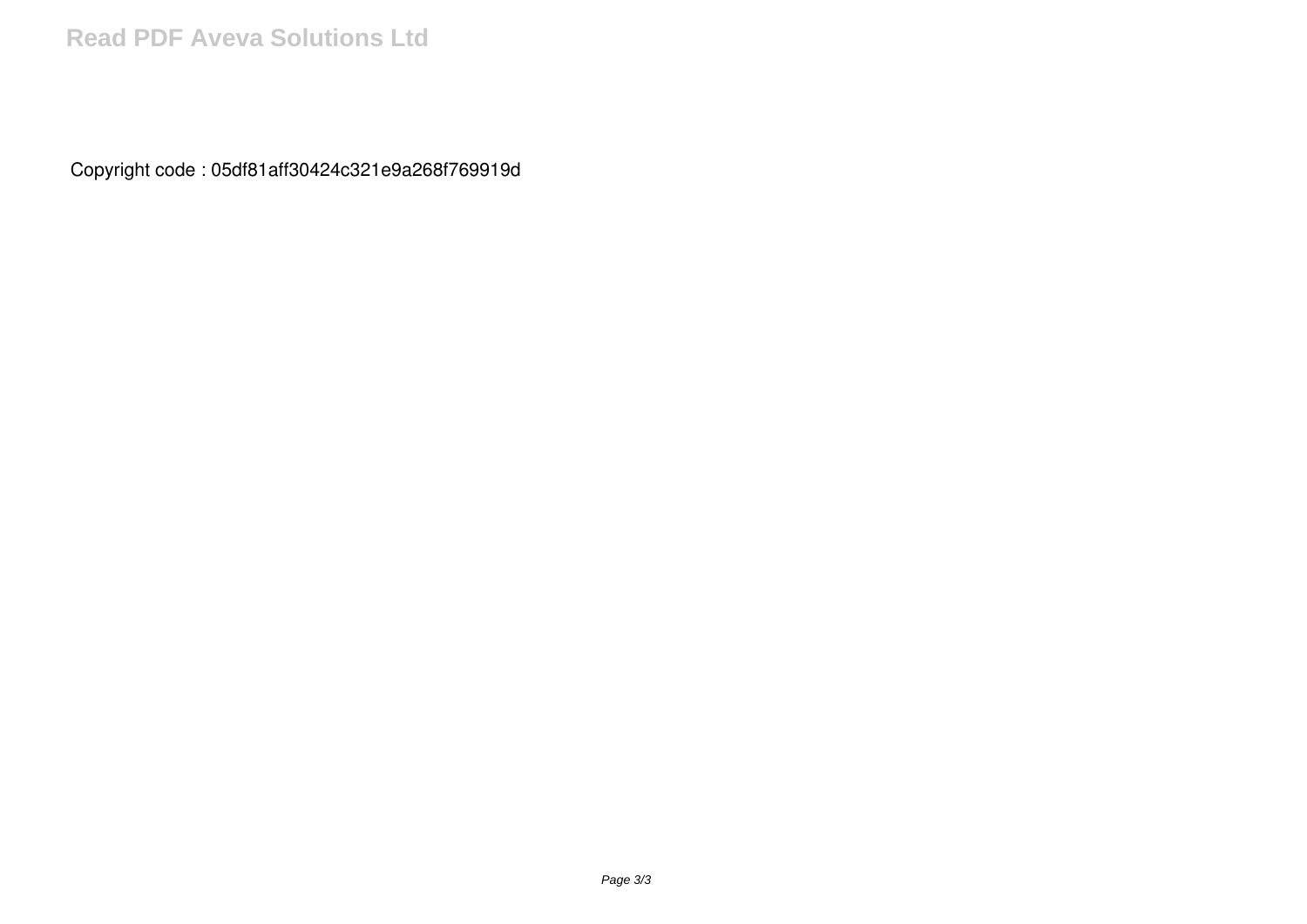Copyright code : 05df81aff30424c321e9a268f769919d